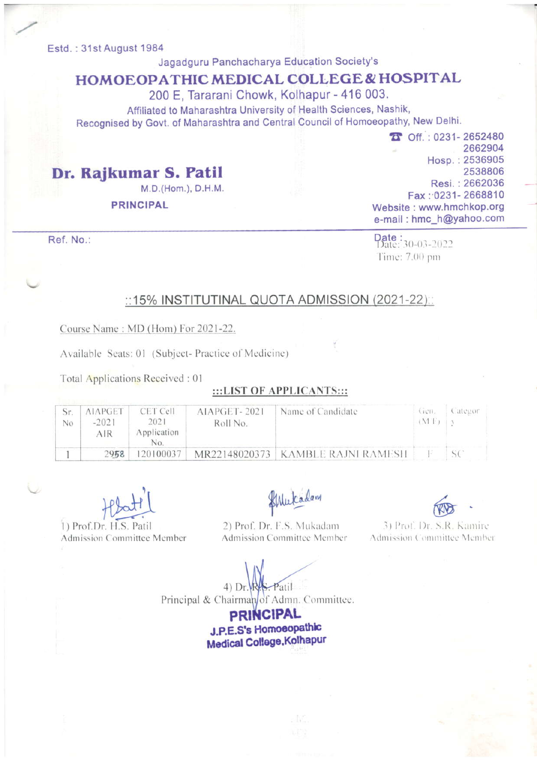Estd. : 31st August 1984

Jagadguru Panchacharya Education Society's

# HOMOEOPATHIC MEDICAL COLLEGE & HOSPITAL

200 E, Tararani Chowk, Kolhapur - 416 003.

Affiliated to Maharashtra University of Health Sciences, Nashik,
Recognised by Govt. of Maharashtra and Central Council of Homoeopathy, New Delhi.

**Dr. Rajkumar S. Patil**
M.D.(Hom.), D.H.M.
**PRINCIPAL**

Off. : 0231- 2652480
2662904
Hosp. : 2536905
2538806
Resi. : 2662036
Fax : 0231- 2668810
Website : www.hmchkop.org
e-mail : hmc_h@yahoo.com

Ref. No.:

Date: 30-03-2022
Time: 7.00 pm

## ::15% INSTITUTINAL QUOTA ADMISSION (2021-22)::

Course Name : MD (Hom) For 2021-22.

Available Seats: 01 (Subject- Practice of Medicine)

Total Applications Received : 01

**:::LIST OF APPLICANTS:::**

| Sr. No | AIAPGET -2021 AIR | CET Cell 2021 Application No. | AIAPGET- 2021 Roll No. | Name of Candidate | Gen. (M/F) | Category |
|---|---|---|---|---|---|---|
| 1 | 2958 | 120100037 | MR22148020373 | KAMBLE RAJNI RAMESH | F | SC |

1) Prof.Dr. H.S. Patil
Admission Committee Member

2) Prof. Dr. F.S. Mukadam
Admission Committee Member

3) Prof. Dr. S.R. Kamire
Admission Committee Member

4) Dr. R.S. Patil
Principal & Chairman of Admn. Committee.

**PRINCIPAL**
**J.P.E.S's Homoeopathic Medical College, Kolhapur**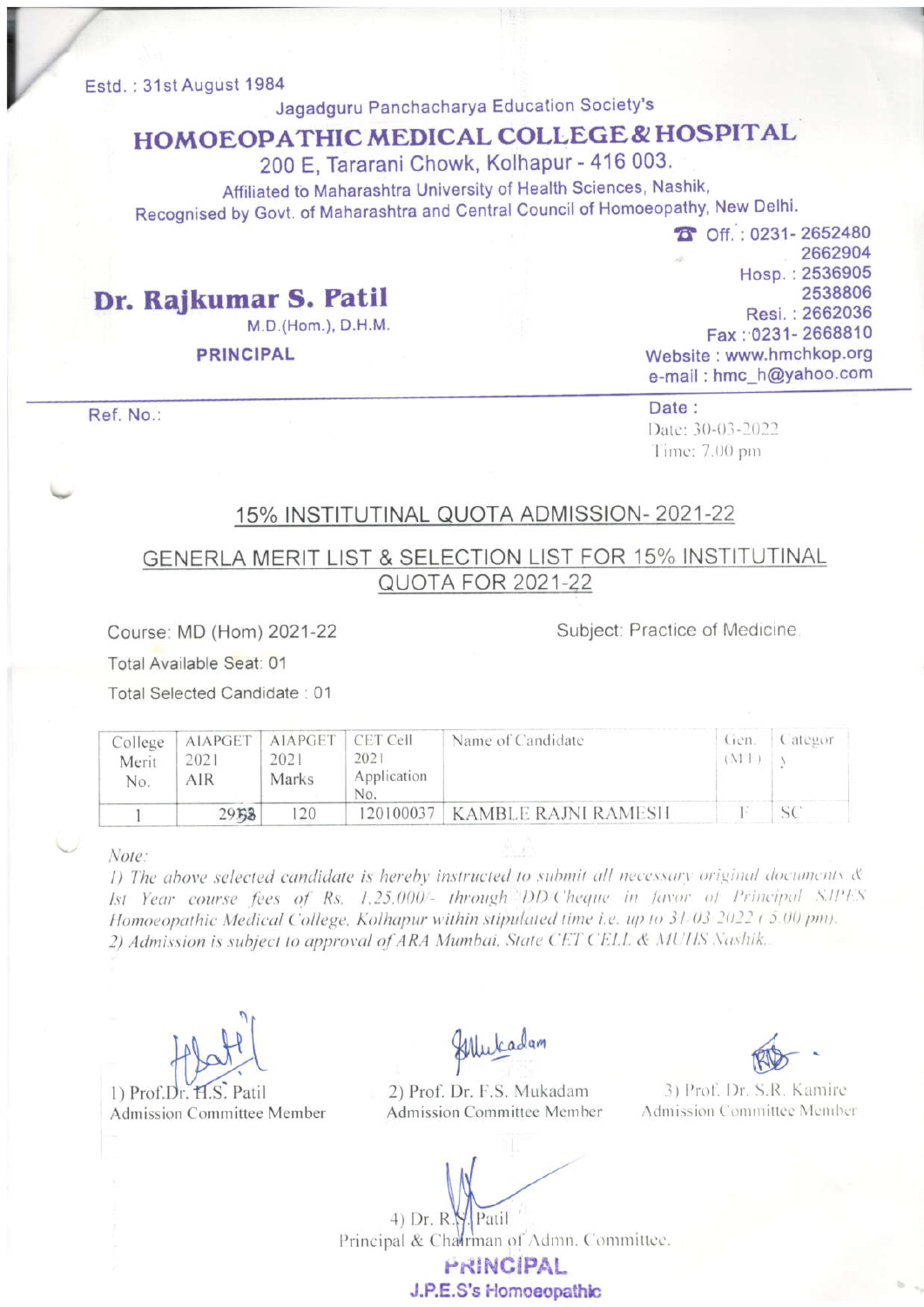Estd. : 31st August 1984

Jagadguru Panchacharya Education Society's

# HOMOEOPATHIC MEDICAL COLLEGE & HOSPITAL

200 E, Tararani Chowk, Kolhapur - 416 003.

Affiliated to Maharashtra University of Health Sciences, Nashik,
Recognised by Govt. of Maharashtra and Central Council of Homoeopathy, New Delhi.

**Dr. Rajkumar S. Patil**
M.D.(Hom.), D.H.M.
**PRINCIPAL**

Off. : 0231- 2652480
2662904
Hosp. : 2536905
2538806
Resi. : 2662036
Fax : 0231- 2668810
Website : www.hmchkop.org
e-mail : hmc_h@yahoo.com

Ref. No.:

Date :
Date: 30-03-2022
Time: 7.00 pm

## 15% INSTITUTINAL QUOTA ADMISSION- 2021-22

## GENERLA MERIT LIST & SELECTION LIST FOR 15% INSTITUTINAL QUOTA FOR 2021-22

Course: MD (Hom) 2021-22

Subject: Practice of Medicine.

Total Available Seat: 01

Total Selected Candidate : 01

| College Merit No. | AIAPGET 2021 AIR | AIAPGET 2021 Marks | CET Cell 2021 Application No. | Name of Candidate | Gen. (M/F) | Category |
|---|---|---|---|---|---|---|
| 1 | 2953 | 120 | 120100037 | KAMBLE RAJNI RAMESH | F | SC |

*Note:*

*1) The above selected candidate is hereby instructed to submit all necessary original documents & Ist Year course fees of Rs. 1,25,000/- through DD/Cheque in favor of Principal SJPES Homoeopathic Medical College, Kolhapur within stipulated time i.e. up to 31/03/2022 (5.00 pm).*

*2) Admission is subject to approval of ARA Mumbai, State CET CELL & MUHS Nashik.*

1) Prof.Dr. H.S. Patil
Admission Committee Member

2) Prof. Dr. F.S. Mukadam
Admission Committee Member

3) Prof. Dr. S.R. Kamire
Admission Committee Member

4) Dr. R.S. Patil
Principal & Chairman of Admn. Committee.

PRINCIPAL
J.P.E.S's Homoeopathic